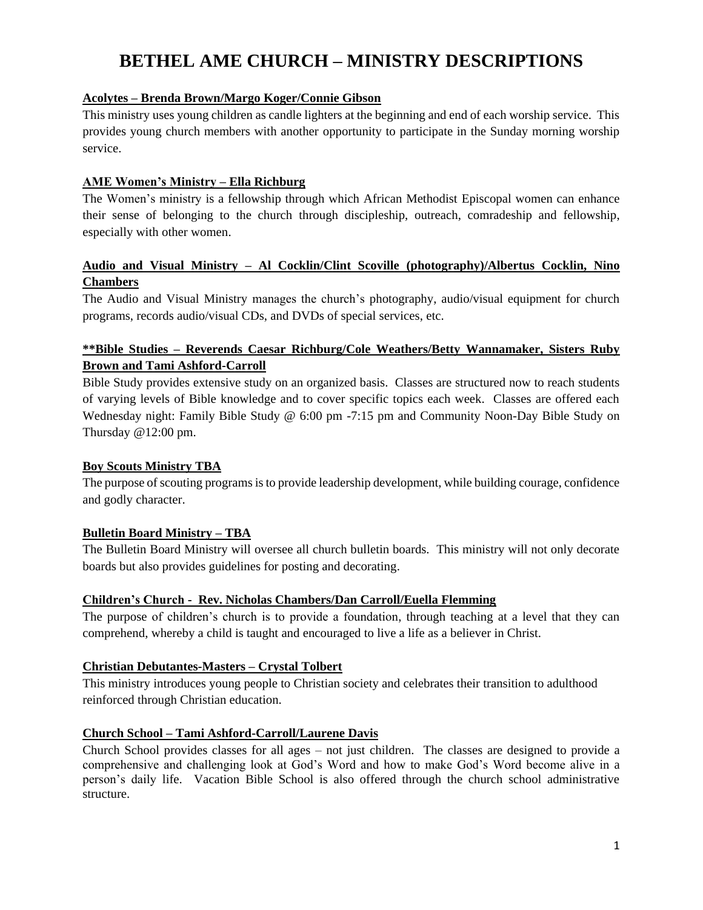# BETHEL AME CHURCH – MINISTRY DESCRIPTIONS

**Acolytes – Brenda Brown/Margo Koger/Connie Gibson**

This ministry uses young children as candle lighters at the beginning and end of each worship service. This provides young church members with another opportunity to participate in the Sunday morning worship service.

**AME Women's Ministry – Ella Richburg**

The Women's ministry is a fellowship through which African Methodist Episcopal women can enhance their sense of belonging to the church through discipleship, outreach, comradeship and fellowship, especially with other women.

**Audio and Visual Ministry – Al Cocklin/Clint Scoville (photography)/Albertus Cocklin, Nino Chambers**

The Audio and Visual Ministry manages the church's photography, audio/visual equipment for church programs, records audio/visual CDs, and DVDs of special services, etc.

****Bible Studies – Reverends Caesar Richburg/Cole Weathers/Betty Wannamaker, Sisters Ruby Brown and Tami Ashford-Carroll**

Bible Study provides extensive study on an organized basis. Classes are structured now to reach students of varying levels of Bible knowledge and to cover specific topics each week. Classes are offered each Wednesday night: Family Bible Study @ 6:00 pm -7:15 pm and Community Noon-Day Bible Study on Thursday @12:00 pm.

**Boy Scouts Ministry TBA**

The purpose of scouting programs is to provide leadership development, while building courage, confidence and godly character.

**Bulletin Board Ministry – TBA**

The Bulletin Board Ministry will oversee all church bulletin boards. This ministry will not only decorate boards but also provides guidelines for posting and decorating.

**Children's Church - Rev. Nicholas Chambers/Dan Carroll/Euella Flemming**

The purpose of children's church is to provide a foundation, through teaching at a level that they can comprehend, whereby a child is taught and encouraged to live a life as a believer in Christ.

**Christian Debutantes-Masters – Crystal Tolbert**

This ministry introduces young people to Christian society and celebrates their transition to adulthood reinforced through Christian education.

**Church School – Tami Ashford-Carroll/Laurene Davis**

Church School provides classes for all ages – not just children. The classes are designed to provide a comprehensive and challenging look at God's Word and how to make God's Word become alive in a person's daily life. Vacation Bible School is also offered through the church school administrative structure.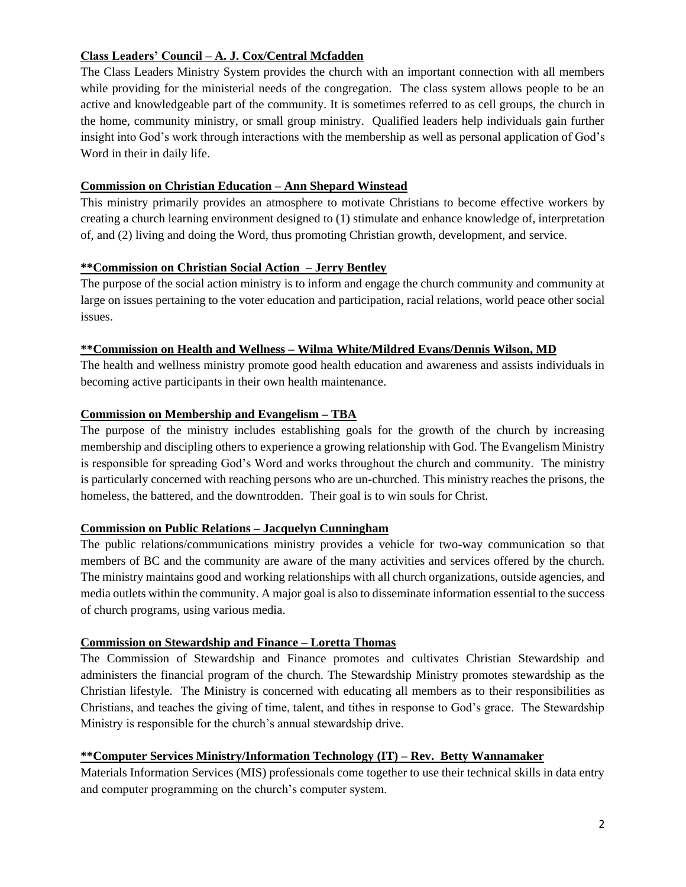**Class Leaders' Council – A. J. Cox/Central Mcfadden**

The Class Leaders Ministry System provides the church with an important connection with all members while providing for the ministerial needs of the congregation. The class system allows people to be an active and knowledgeable part of the community. It is sometimes referred to as cell groups, the church in the home, community ministry, or small group ministry. Qualified leaders help individuals gain further insight into God's work through interactions with the membership as well as personal application of God's Word in their in daily life.

**Commission on Christian Education – Ann Shepard Winstead**

This ministry primarily provides an atmosphere to motivate Christians to become effective workers by creating a church learning environment designed to (1) stimulate and enhance knowledge of, interpretation of, and (2) living and doing the Word, thus promoting Christian growth, development, and service.

****Commission on Christian Social Action – Jerry Bentley**

The purpose of the social action ministry is to inform and engage the church community and community at large on issues pertaining to the voter education and participation, racial relations, world peace other social issues.

****Commission on Health and Wellness – Wilma White/Mildred Evans/Dennis Wilson, MD**

The health and wellness ministry promote good health education and awareness and assists individuals in becoming active participants in their own health maintenance.

**Commission on Membership and Evangelism – TBA**

The purpose of the ministry includes establishing goals for the growth of the church by increasing membership and discipling others to experience a growing relationship with God. The Evangelism Ministry is responsible for spreading God's Word and works throughout the church and community. The ministry is particularly concerned with reaching persons who are un-churched. This ministry reaches the prisons, the homeless, the battered, and the downtrodden. Their goal is to win souls for Christ.

**Commission on Public Relations – Jacquelyn Cunningham**

The public relations/communications ministry provides a vehicle for two-way communication so that members of BC and the community are aware of the many activities and services offered by the church. The ministry maintains good and working relationships with all church organizations, outside agencies, and media outlets within the community. A major goal is also to disseminate information essential to the success of church programs, using various media.

**Commission on Stewardship and Finance – Loretta Thomas**

The Commission of Stewardship and Finance promotes and cultivates Christian Stewardship and administers the financial program of the church. The Stewardship Ministry promotes stewardship as the Christian lifestyle. The Ministry is concerned with educating all members as to their responsibilities as Christians, and teaches the giving of time, talent, and tithes in response to God's grace. The Stewardship Ministry is responsible for the church's annual stewardship drive.

****Computer Services Ministry/Information Technology (IT) – Rev. Betty Wannamaker**

Materials Information Services (MIS) professionals come together to use their technical skills in data entry and computer programming on the church's computer system.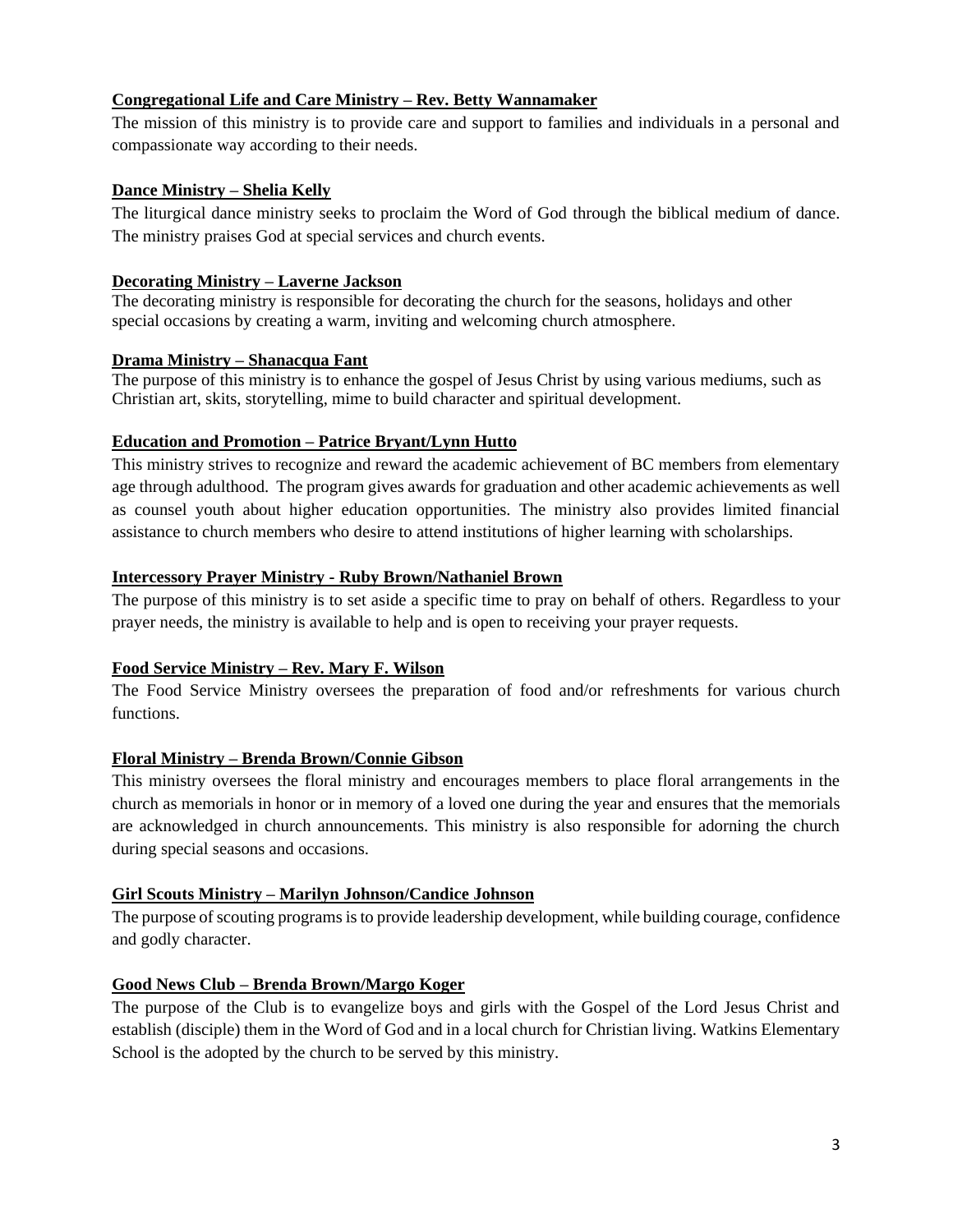**Congregational Life and Care Ministry – Rev. Betty Wannamaker**

The mission of this ministry is to provide care and support to families and individuals in a personal and compassionate way according to their needs.

**Dance Ministry – Shelia Kelly**

The liturgical dance ministry seeks to proclaim the Word of God through the biblical medium of dance. The ministry praises God at special services and church events.

**Decorating Ministry – Laverne Jackson**

The decorating ministry is responsible for decorating the church for the seasons, holidays and other special occasions by creating a warm, inviting and welcoming church atmosphere.

**Drama Ministry – Shanacqua Fant**

The purpose of this ministry is to enhance the gospel of Jesus Christ by using various mediums, such as Christian art, skits, storytelling, mime to build character and spiritual development.

**Education and Promotion – Patrice Bryant/Lynn Hutto**

This ministry strives to recognize and reward the academic achievement of BC members from elementary age through adulthood. The program gives awards for graduation and other academic achievements as well as counsel youth about higher education opportunities. The ministry also provides limited financial assistance to church members who desire to attend institutions of higher learning with scholarships.

**Intercessory Prayer Ministry - Ruby Brown/Nathaniel Brown**

The purpose of this ministry is to set aside a specific time to pray on behalf of others. Regardless to your prayer needs, the ministry is available to help and is open to receiving your prayer requests.

**Food Service Ministry – Rev. Mary F. Wilson**

The Food Service Ministry oversees the preparation of food and/or refreshments for various church functions.

**Floral Ministry – Brenda Brown/Connie Gibson**

This ministry oversees the floral ministry and encourages members to place floral arrangements in the church as memorials in honor or in memory of a loved one during the year and ensures that the memorials are acknowledged in church announcements. This ministry is also responsible for adorning the church during special seasons and occasions.

**Girl Scouts Ministry – Marilyn Johnson/Candice Johnson**

The purpose of scouting programs is to provide leadership development, while building courage, confidence and godly character.

**Good News Club – Brenda Brown/Margo Koger**

The purpose of the Club is to evangelize boys and girls with the Gospel of the Lord Jesus Christ and establish (disciple) them in the Word of God and in a local church for Christian living. Watkins Elementary School is the adopted by the church to be served by this ministry.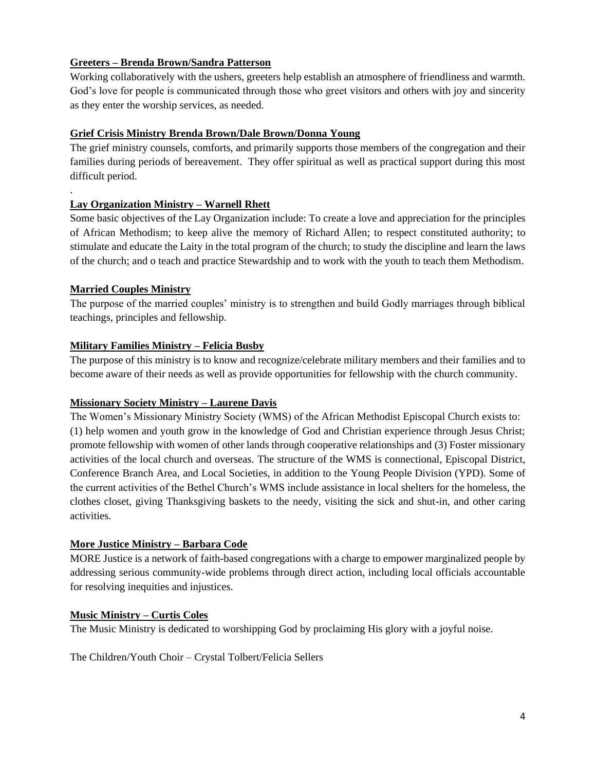**Greeters – Brenda Brown/Sandra Patterson**

Working collaboratively with the ushers, greeters help establish an atmosphere of friendliness and warmth. God's love for people is communicated through those who greet visitors and others with joy and sincerity as they enter the worship services, as needed.

**Grief Crisis Ministry Brenda Brown/Dale Brown/Donna Young**

The grief ministry counsels, comforts, and primarily supports those members of the congregation and their families during periods of bereavement. They offer spiritual as well as practical support during this most difficult period.

.

**Lay Organization Ministry – Warnell Rhett**

Some basic objectives of the Lay Organization include: To create a love and appreciation for the principles of African Methodism; to keep alive the memory of Richard Allen; to respect constituted authority; to stimulate and educate the Laity in the total program of the church; to study the discipline and learn the laws of the church; and o teach and practice Stewardship and to work with the youth to teach them Methodism.

**Married Couples Ministry**

The purpose of the married couples' ministry is to strengthen and build Godly marriages through biblical teachings, principles and fellowship.

**Military Families Ministry – Felicia Busby**

The purpose of this ministry is to know and recognize/celebrate military members and their families and to become aware of their needs as well as provide opportunities for fellowship with the church community.

**Missionary Society Ministry – Laurene Davis**

The Women's Missionary Ministry Society (WMS) of the African Methodist Episcopal Church exists to: (1) help women and youth grow in the knowledge of God and Christian experience through Jesus Christ; promote fellowship with women of other lands through cooperative relationships and (3) Foster missionary activities of the local church and overseas. The structure of the WMS is connectional, Episcopal District, Conference Branch Area, and Local Societies, in addition to the Young People Division (YPD). Some of the current activities of the Bethel Church's WMS include assistance in local shelters for the homeless, the clothes closet, giving Thanksgiving baskets to the needy, visiting the sick and shut-in, and other caring activities.

**More Justice Ministry – Barbara Code**

MORE Justice is a network of faith-based congregations with a charge to empower marginalized people by addressing serious community-wide problems through direct action, including local officials accountable for resolving inequities and injustices.

**Music Ministry – Curtis Coles**

The Music Ministry is dedicated to worshipping God by proclaiming His glory with a joyful noise.

The Children/Youth Choir – Crystal Tolbert/Felicia Sellers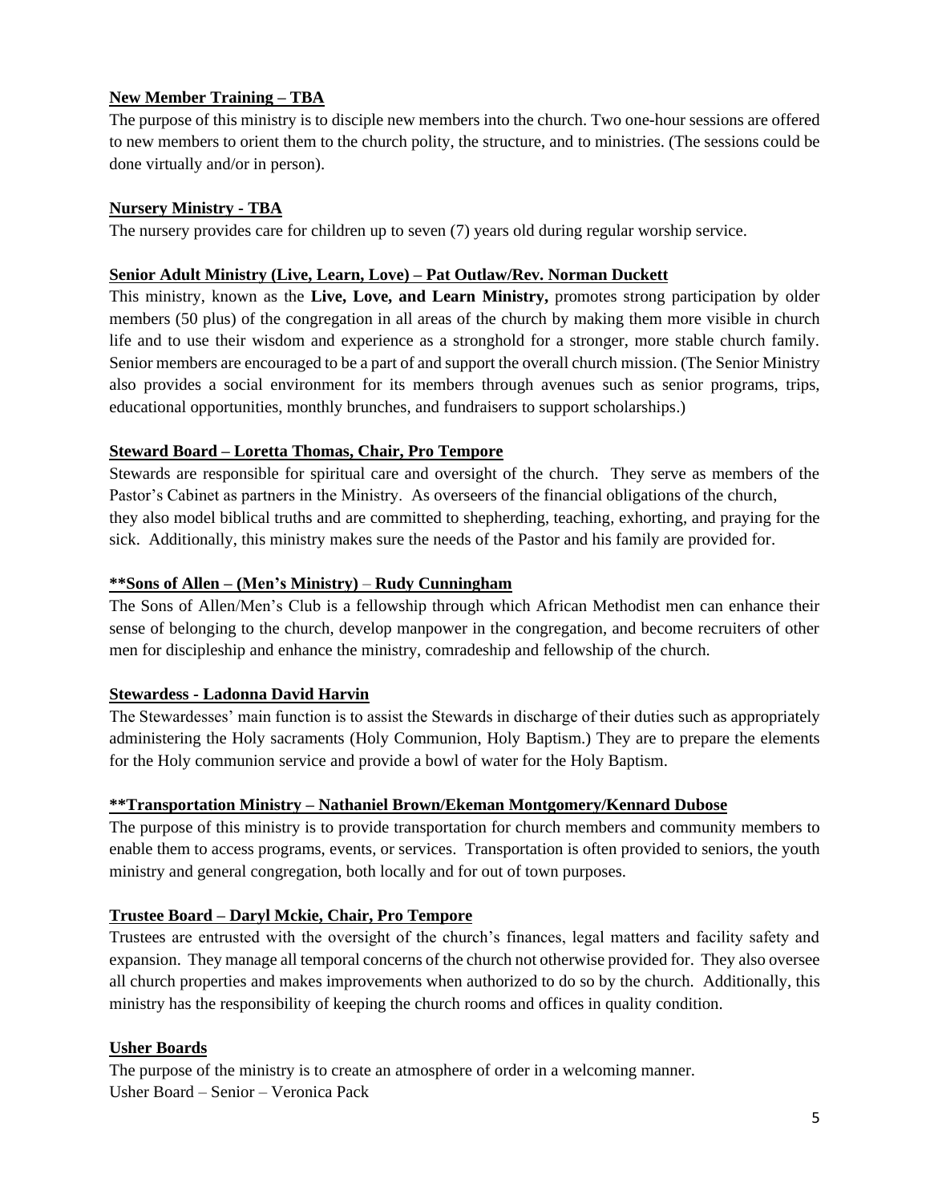**New Member Training – TBA**

The purpose of this ministry is to disciple new members into the church. Two one-hour sessions are offered to new members to orient them to the church polity, the structure, and to ministries. (The sessions could be done virtually and/or in person).

**Nursery Ministry - TBA**

The nursery provides care for children up to seven (7) years old during regular worship service.

**Senior Adult Ministry (Live, Learn, Love) – Pat Outlaw/Rev. Norman Duckett**

This ministry, known as the **Live, Love, and Learn Ministry,** promotes strong participation by older members (50 plus) of the congregation in all areas of the church by making them more visible in church life and to use their wisdom and experience as a stronghold for a stronger, more stable church family. Senior members are encouraged to be a part of and support the overall church mission. (The Senior Ministry also provides a social environment for its members through avenues such as senior programs, trips, educational opportunities, monthly brunches, and fundraisers to support scholarships.)

**Steward Board – Loretta Thomas, Chair, Pro Tempore**

Stewards are responsible for spiritual care and oversight of the church. They serve as members of the Pastor's Cabinet as partners in the Ministry. As overseers of the financial obligations of the church, they also model biblical truths and are committed to shepherding, teaching, exhorting, and praying for the sick. Additionally, this ministry makes sure the needs of the Pastor and his family are provided for.

**\*\*Sons of Allen – (Men's Ministry) – Rudy Cunningham**

The Sons of Allen/Men's Club is a fellowship through which African Methodist men can enhance their sense of belonging to the church, develop manpower in the congregation, and become recruiters of other men for discipleship and enhance the ministry, comradeship and fellowship of the church.

**Stewardess - Ladonna David Harvin**

The Stewardesses' main function is to assist the Stewards in discharge of their duties such as appropriately administering the Holy sacraments (Holy Communion, Holy Baptism.) They are to prepare the elements for the Holy communion service and provide a bowl of water for the Holy Baptism.

**\*\*Transportation Ministry – Nathaniel Brown/Ekeman Montgomery/Kennard Dubose**

The purpose of this ministry is to provide transportation for church members and community members to enable them to access programs, events, or services. Transportation is often provided to seniors, the youth ministry and general congregation, both locally and for out of town purposes.

**Trustee Board – Daryl Mckie, Chair, Pro Tempore**

Trustees are entrusted with the oversight of the church's finances, legal matters and facility safety and expansion. They manage all temporal concerns of the church not otherwise provided for. They also oversee all church properties and makes improvements when authorized to do so by the church. Additionally, this ministry has the responsibility of keeping the church rooms and offices in quality condition.

**Usher Boards**

The purpose of the ministry is to create an atmosphere of order in a welcoming manner.
Usher Board – Senior – Veronica Pack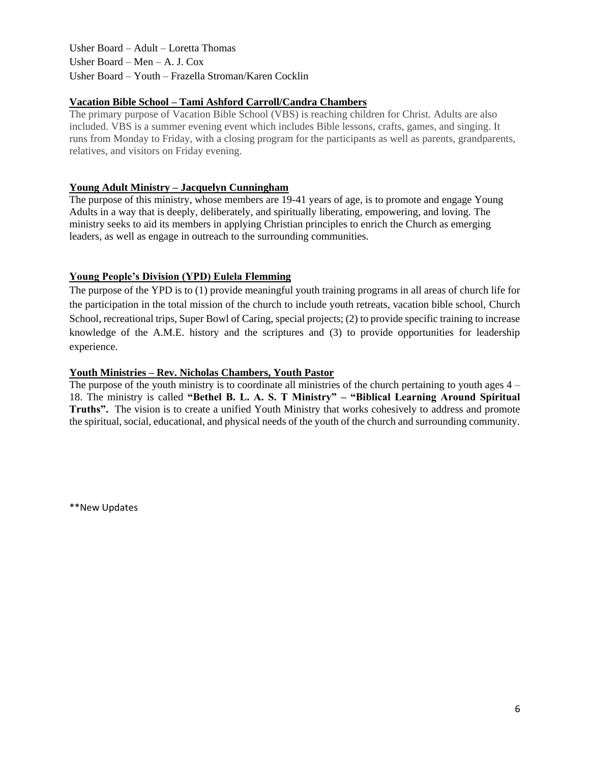Usher Board – Adult – Loretta Thomas

Usher Board – Men – A. J. Cox

Usher Board – Youth – Frazella Stroman/Karen Cocklin

**Vacation Bible School – Tami Ashford Carroll/Candra Chambers**

The primary purpose of Vacation Bible School (VBS) is reaching children for Christ. Adults are also included. VBS is a summer evening event which includes Bible lessons, crafts, games, and singing. It runs from Monday to Friday, with a closing program for the participants as well as parents, grandparents, relatives, and visitors on Friday evening.

**Young Adult Ministry – Jacquelyn Cunningham**

The purpose of this ministry, whose members are 19-41 years of age, is to promote and engage Young Adults in a way that is deeply, deliberately, and spiritually liberating, empowering, and loving. The ministry seeks to aid its members in applying Christian principles to enrich the Church as emerging leaders, as well as engage in outreach to the surrounding communities.

**Young People's Division (YPD) Eulela Flemming**

The purpose of the YPD is to (1) provide meaningful youth training programs in all areas of church life for the participation in the total mission of the church to include youth retreats, vacation bible school, Church School, recreational trips, Super Bowl of Caring, special projects; (2) to provide specific training to increase knowledge of the A.M.E. history and the scriptures and (3) to provide opportunities for leadership experience.

**Youth Ministries – Rev. Nicholas Chambers, Youth Pastor**

The purpose of the youth ministry is to coordinate all ministries of the church pertaining to youth ages 4 – 18. The ministry is called **"Bethel B. L. A. S. T Ministry" – "Biblical Learning Around Spiritual Truths".** The vision is to create a unified Youth Ministry that works cohesively to address and promote the spiritual, social, educational, and physical needs of the youth of the church and surrounding community.

**New Updates